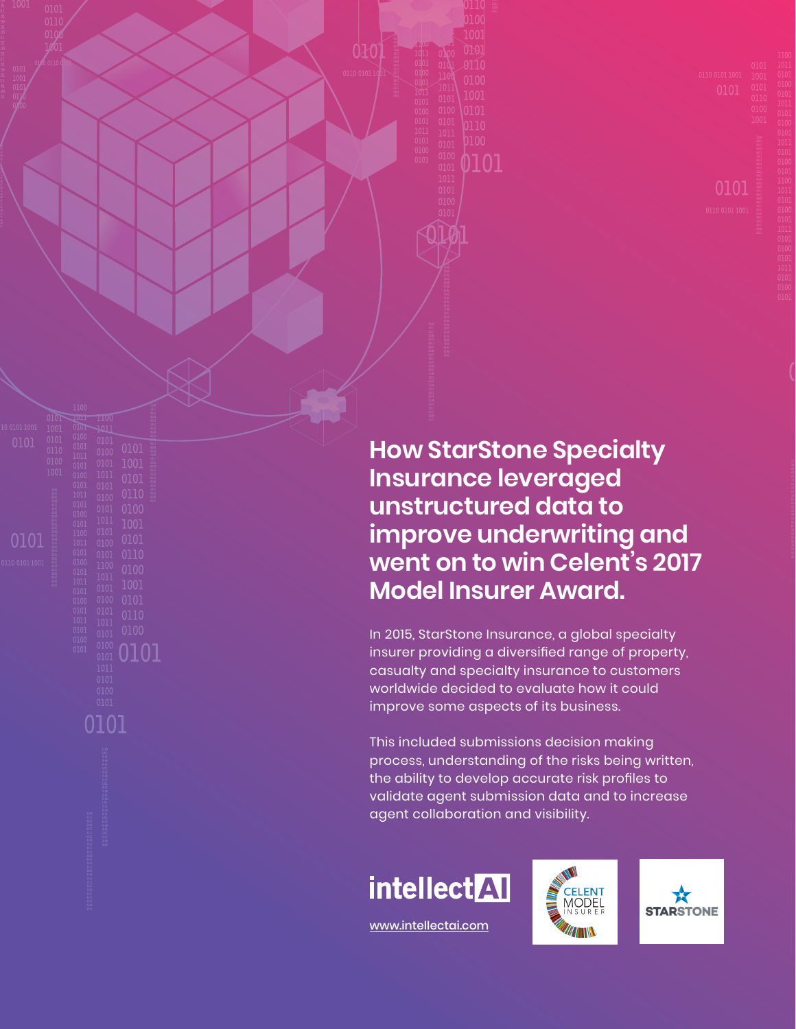# How StarStone Specialty Insurance leveraged unstructured data to improve underwriting and went on to win Celent's 2017 Model Insurer Award.

In 2015, StarStone Insurance, a global specialty insurer providing a diversified range of property, casualty and specialty insurance to customers worldwide decided to evaluate how it could improve some aspects of its business.

This included submissions decision making process, understanding of the risks being written, the ability to develop accurate risk profiles to validate agent submission data and to increase agent collaboration and visibility.

intellectAI

www.intellectai.com

CELENT MODEL INSURER

STARSTONE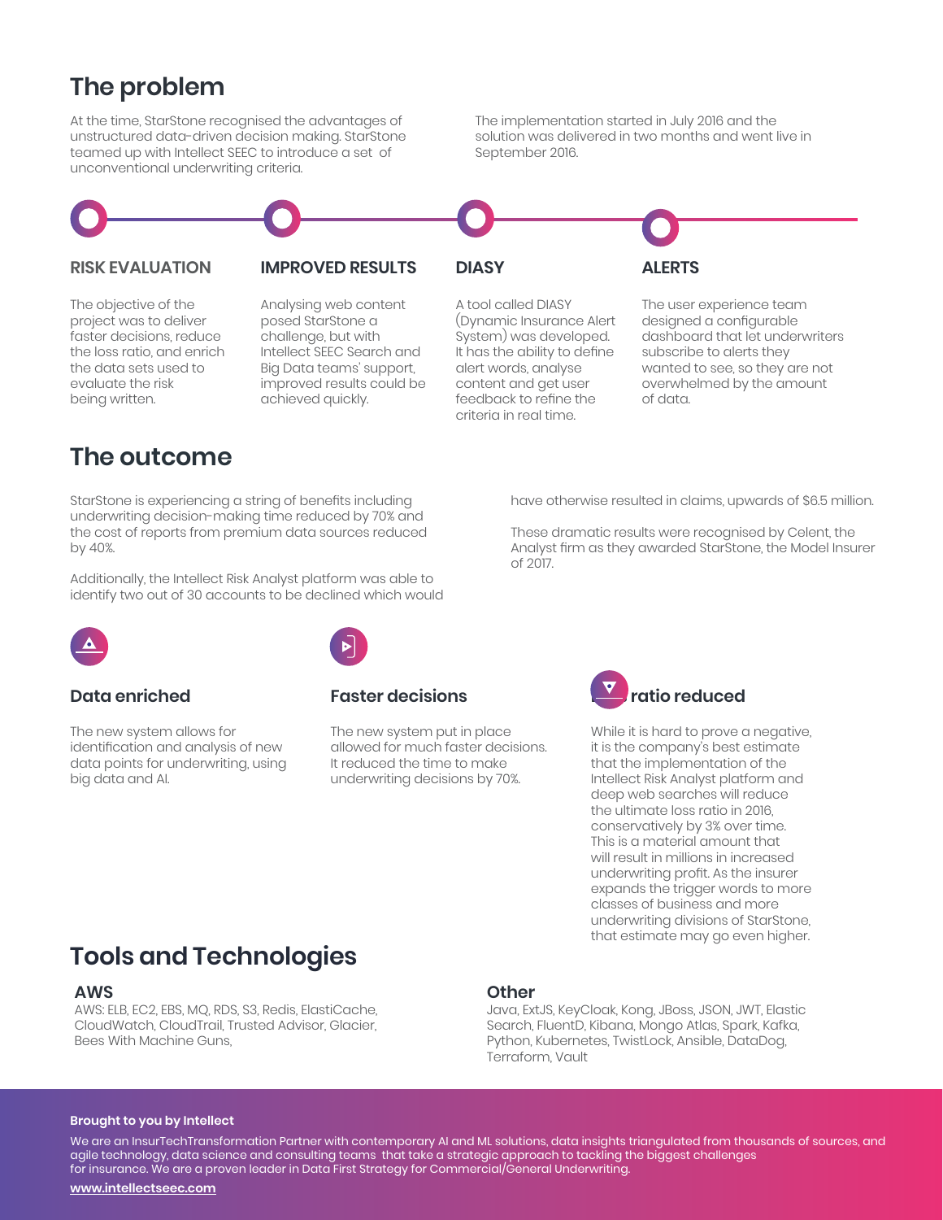## The problem

At the time, StarStone recognised the advantages of unstructured data-driven decision making. StarStone teamed up with Intellect SEEC to introduce a set of unconventional underwriting criteria.

The implementation started in July 2016 and the solution was delivered in two months and went live in September 2016.

### RISK EVALUATION

The objective of the project was to deliver faster decisions, reduce the loss ratio, and enrich the data sets used to evaluate the risk being written.

### IMPROVED RESULTS

Analysing web content posed StarStone a challenge, but with Intellect SEEC Search and Big Data teams' support, improved results could be achieved quickly.

### DIASY

A tool called DIASY (Dynamic Insurance Alert System) was developed. It has the ability to define alert words, analyse content and get user feedback to refine the criteria in real time.

### ALERTS

The user experience team designed a configurable dashboard that let underwriters subscribe to alerts they wanted to see, so they are not overwhelmed by the amount of data.

## The outcome

StarStone is experiencing a string of benefits including underwriting decision-making time reduced by 70% and the cost of reports from premium data sources reduced by 40%.

Additionally, the Intellect Risk Analyst platform was able to identify two out of 30 accounts to be declined which would have otherwise resulted in claims, upwards of $6.5 million.

These dramatic results were recognised by Celent, the Analyst firm as they awarded StarStone, the Model Insurer of 2017.

### Data enriched

The new system allows for identification and analysis of new data points for underwriting, using big data and AI.

### Faster decisions

The new system put in place allowed for much faster decisions. It reduced the time to make underwriting decisions by 70%.

### ratio reduced

While it is hard to prove a negative, it is the company's best estimate that the implementation of the Intellect Risk Analyst platform and deep web searches will reduce the ultimate loss ratio in 2016, conservatively by 3% over time. This is a material amount that will result in millions in increased underwriting profit. As the insurer expands the trigger words to more classes of business and more underwriting divisions of StarStone, that estimate may go even higher.

## Tools and Technologies

### AWS

AWS: ELB, EC2, EBS, MQ, RDS, S3, Redis, ElastiCache, CloudWatch, CloudTrail, Trusted Advisor, Glacier, Bees With Machine Guns,

### Other

Java, ExtJS, KeyCloak, Kong, JBoss, JSON, JWT, Elastic Search, FluentD, Kibana, Mongo Atlas, Spark, Kafka, Python, Kubernetes, TwistLock, Ansible, DataDog, Terraform, Vault

**Brought to you by Intellect**

We are an InsurTechTransformation Partner with contemporary AI and ML solutions, data insights triangulated from thousands of sources, and agile technology, data science and consulting teams that take a strategic approach to tackling the biggest challenges for insurance. We are a proven leader in Data First Strategy for Commercial/General Underwriting.

www.intellectseec.com